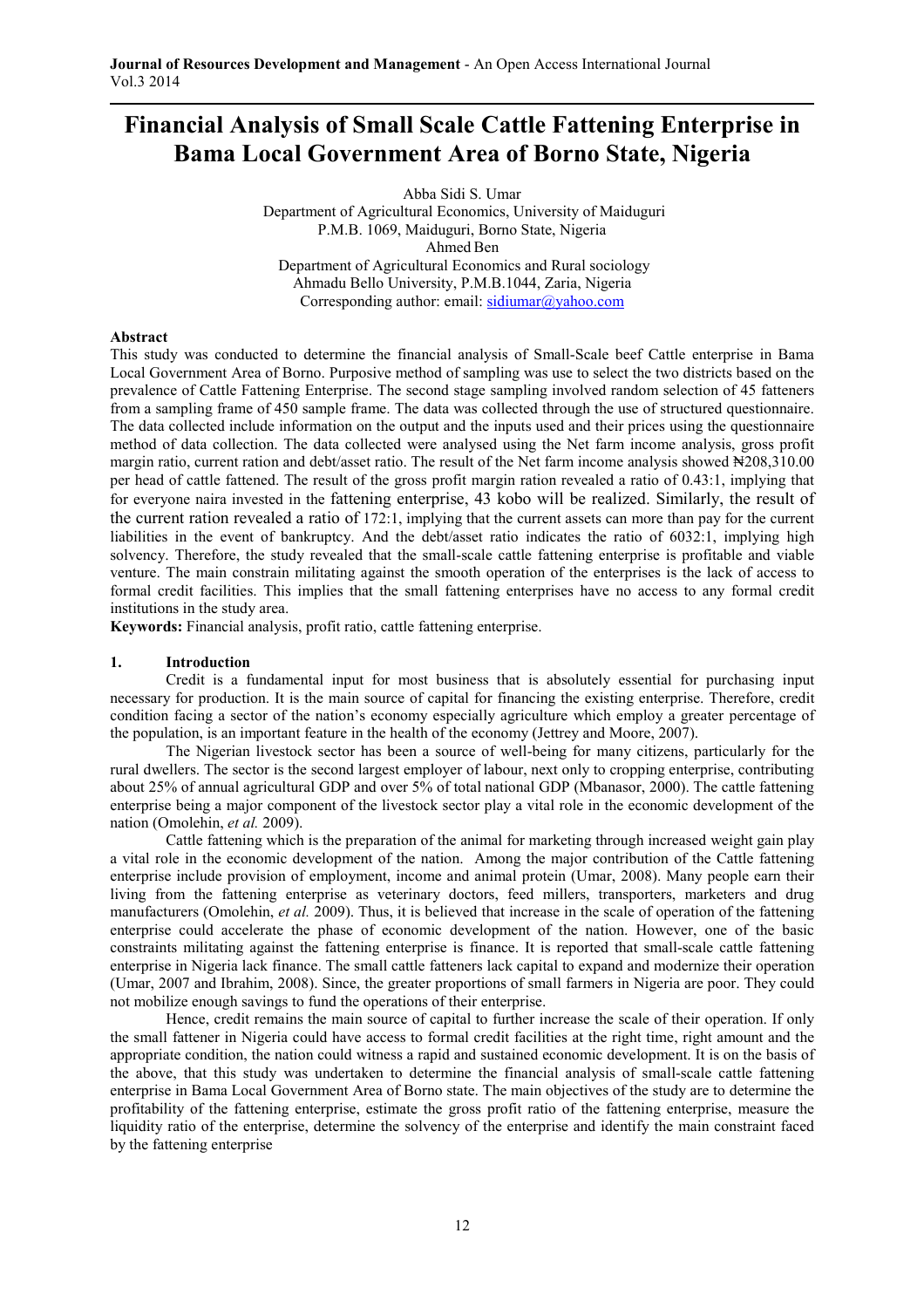# Financial Analysis of Small Scale Cattle Fattening Enterprise in Bama Local Government Area of Borno State, Nigeria

Abba Sidi S. Umar
Department of Agricultural Economics, University of Maiduguri
P.M.B. 1069, Maiduguri, Borno State, Nigeria
Ahmed Ben
Department of Agricultural Economics and Rural sociology
Ahmadu Bello University, P.M.B.1044, Zaria, Nigeria
Corresponding author: email: sidiumar@yahoo.com

## Abstract

This study was conducted to determine the financial analysis of Small-Scale beef Cattle enterprise in Bama Local Government Area of Borno. Purposive method of sampling was use to select the two districts based on the prevalence of Cattle Fattening Enterprise. The second stage sampling involved random selection of 45 fatteners from a sampling frame of 450 sample frame. The data was collected through the use of structured questionnaire. The data collected include information on the output and the inputs used and their prices using the questionnaire method of data collection. The data collected were analysed using the Net farm income analysis, gross profit margin ratio, current ration and debt/asset ratio. The result of the Net farm income analysis showed ₦208,310.00 per head of cattle fattened. The result of the gross profit margin ration revealed a ratio of 0.43:1, implying that for everyone naira invested in the fattening enterprise, 43 kobo will be realized. Similarly, the result of the current ration revealed a ratio of 172:1, implying that the current assets can more than pay for the current liabilities in the event of bankruptcy. And the debt/asset ratio indicates the ratio of 6032:1, implying high solvency. Therefore, the study revealed that the small-scale cattle fattening enterprise is profitable and viable venture. The main constrain militating against the smooth operation of the enterprises is the lack of access to formal credit facilities. This implies that the small fattening enterprises have no access to any formal credit institutions in the study area.

**Keywords:** Financial analysis, profit ratio, cattle fattening enterprise.

## 1. Introduction

Credit is a fundamental input for most business that is absolutely essential for purchasing input necessary for production. It is the main source of capital for financing the existing enterprise. Therefore, credit condition facing a sector of the nation's economy especially agriculture which employ a greater percentage of the population, is an important feature in the health of the economy (Jettrey and Moore, 2007).

The Nigerian livestock sector has been a source of well-being for many citizens, particularly for the rural dwellers. The sector is the second largest employer of labour, next only to cropping enterprise, contributing about 25% of annual agricultural GDP and over 5% of total national GDP (Mbanasor, 2000). The cattle fattening enterprise being a major component of the livestock sector play a vital role in the economic development of the nation (Omolehin, *et al.* 2009).

Cattle fattening which is the preparation of the animal for marketing through increased weight gain play a vital role in the economic development of the nation. Among the major contribution of the Cattle fattening enterprise include provision of employment, income and animal protein (Umar, 2008). Many people earn their living from the fattening enterprise as veterinary doctors, feed millers, transporters, marketers and drug manufacturers (Omolehin, *et al.* 2009). Thus, it is believed that increase in the scale of operation of the fattening enterprise could accelerate the phase of economic development of the nation. However, one of the basic constraints militating against the fattening enterprise is finance. It is reported that small-scale cattle fattening enterprise in Nigeria lack finance. The small cattle fatteners lack capital to expand and modernize their operation (Umar, 2007 and Ibrahim, 2008). Since, the greater proportions of small farmers in Nigeria are poor. They could not mobilize enough savings to fund the operations of their enterprise.

Hence, credit remains the main source of capital to further increase the scale of their operation. If only the small fattener in Nigeria could have access to formal credit facilities at the right time, right amount and the appropriate condition, the nation could witness a rapid and sustained economic development. It is on the basis of the above, that this study was undertaken to determine the financial analysis of small-scale cattle fattening enterprise in Bama Local Government Area of Borno state. The main objectives of the study are to determine the profitability of the fattening enterprise, estimate the gross profit ratio of the fattening enterprise, measure the liquidity ratio of the enterprise, determine the solvency of the enterprise and identify the main constraint faced by the fattening enterprise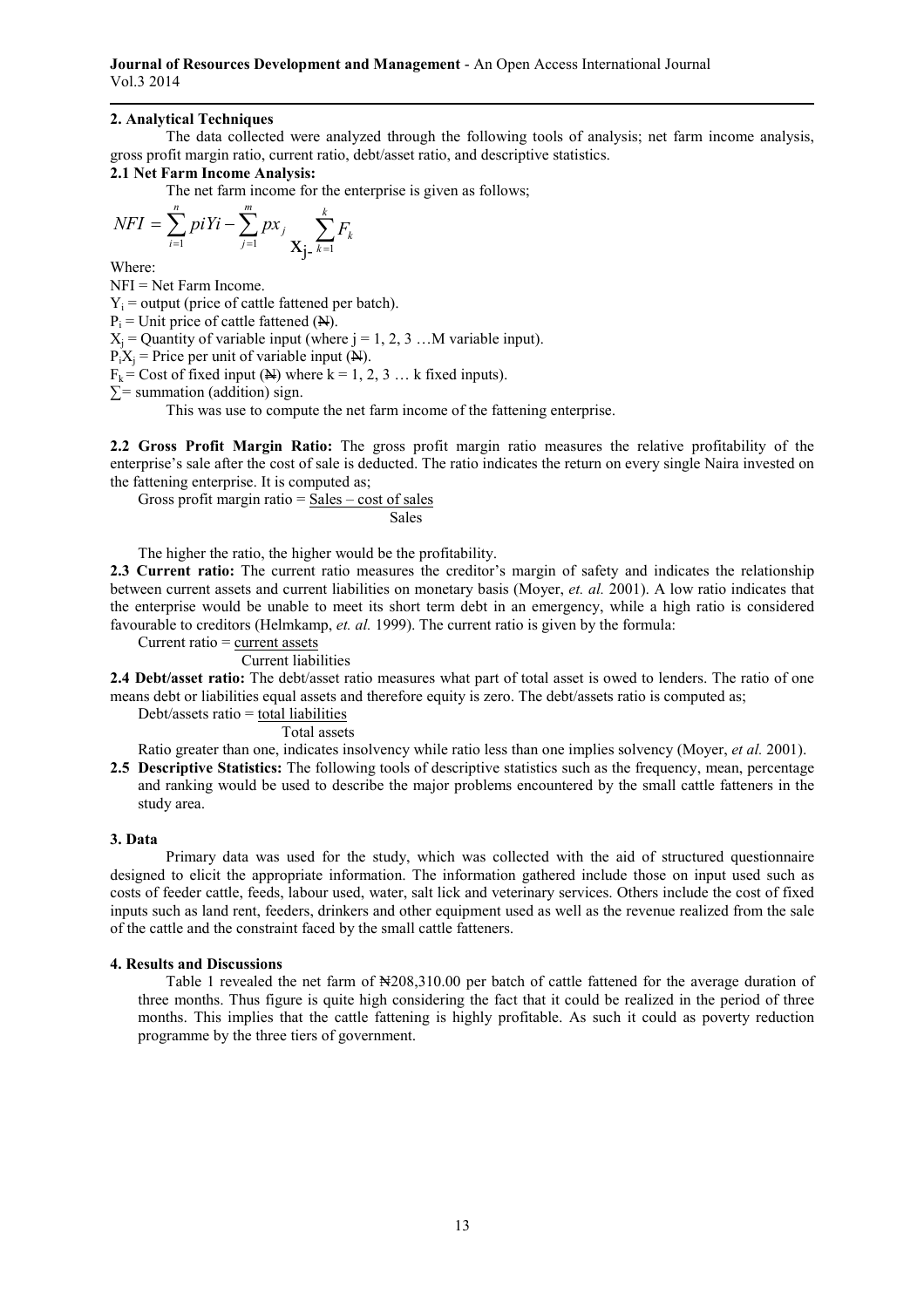## 2. Analytical Techniques

The data collected were analyzed through the following tools of analysis; net farm income analysis, gross profit margin ratio, current ratio, debt/asset ratio, and descriptive statistics.

### 2.1 Net Farm Income Analysis:

The net farm income for the enterprise is given as follows;

$$NFI = \sum_{i=1}^{n} piYi - \sum_{j=1}^{m} px_j \, X_j - \sum_{k=1}^{k} F_k$$

Where:

NFI = Net Farm Income.

$Y_i$ = output (price of cattle fattened per batch).

$P_i$ = Unit price of cattle fattened (₦).

$X_j$ = Quantity of variable input (where j = 1, 2, 3 …M variable input).

$P_iX_j$ = Price per unit of variable input (₦).

$F_k$ = Cost of fixed input (₦) where k = 1, 2, 3 … k fixed inputs).

∑= summation (addition) sign.

This was use to compute the net farm income of the fattening enterprise.

**2.2 Gross Profit Margin Ratio:** The gross profit margin ratio measures the relative profitability of the enterprise's sale after the cost of sale is deducted. The ratio indicates the return on every single Naira invested on the fattening enterprise. It is computed as;

$$\text{Gross profit margin ratio} = \frac{\text{Sales} - \text{cost of sales}}{\text{Sales}}$$

The higher the ratio, the higher would be the profitability.

**2.3 Current ratio:** The current ratio measures the creditor's margin of safety and indicates the relationship between current assets and current liabilities on monetary basis (Moyer, *et. al.* 2001). A low ratio indicates that the enterprise would be unable to meet its short term debt in an emergency, while a high ratio is considered favourable to creditors (Helmkamp, *et. al.* 1999). The current ratio is given by the formula:

$$\text{Current ratio} = \frac{\text{current assets}}{\text{Current liabilities}}$$

**2.4 Debt/asset ratio:** The debt/asset ratio measures what part of total asset is owed to lenders. The ratio of one means debt or liabilities equal assets and therefore equity is zero. The debt/assets ratio is computed as;

$$\text{Debt/assets ratio} = \frac{\text{total liabilities}}{\text{Total assets}}$$

Ratio greater than one, indicates insolvency while ratio less than one implies solvency (Moyer, *et al.* 2001).

**2.5 Descriptive Statistics:** The following tools of descriptive statistics such as the frequency, mean, percentage and ranking would be used to describe the major problems encountered by the small cattle fatteners in the study area.

## 3. Data

Primary data was used for the study, which was collected with the aid of structured questionnaire designed to elicit the appropriate information. The information gathered include those on input used such as costs of feeder cattle, feeds, labour used, water, salt lick and veterinary services. Others include the cost of fixed inputs such as land rent, feeders, drinkers and other equipment used as well as the revenue realized from the sale of the cattle and the constraint faced by the small cattle fatteners.

## 4. Results and Discussions

Table 1 revealed the net farm of ₦208,310.00 per batch of cattle fattened for the average duration of three months. Thus figure is quite high considering the fact that it could be realized in the period of three months. This implies that the cattle fattening is highly profitable. As such it could as poverty reduction programme by the three tiers of government.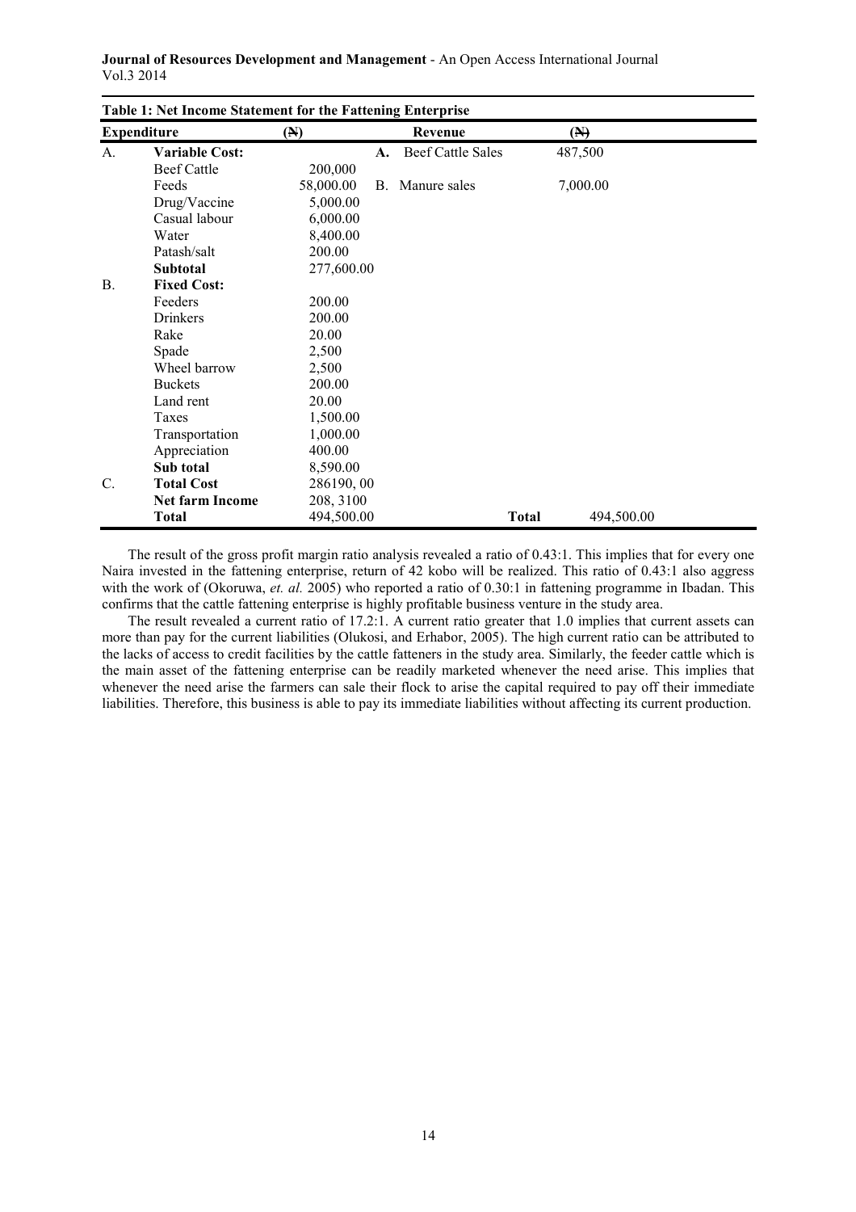**Table 1: Net Income Statement for the Fattening Enterprise**

| Expenditure | | (₦) | | Revenue | (₦) |
|---|---|---|---|---|---|
| A. | **Variable Cost:** | | **A.** | Beef Cattle Sales | 487,500 |
| | Beef Cattle | 200,000 | B. | Manure sales | 7,000.00 |
| | Feeds | 58,000.00 | | | |
| | Drug/Vaccine | 5,000.00 | | | |
| | Casual labour | 6,000.00 | | | |
| | Water | 8,400.00 | | | |
| | Patash/salt | 200.00 | | | |
| | **Subtotal** | 277,600.00 | | | |
| B. | **Fixed Cost:** | | | | |
| | Feeders | 200.00 | | | |
| | Drinkers | 200.00 | | | |
| | Rake | 20.00 | | | |
| | Spade | 2,500 | | | |
| | Wheel barrow | 2,500 | | | |
| | Buckets | 200.00 | | | |
| | Land rent | 20.00 | | | |
| | Taxes | 1,500.00 | | | |
| | Transportation | 1,000.00 | | | |
| | Appreciation | 400.00 | | | |
| | **Sub total** | 8,590.00 | | | |
| C. | **Total Cost** | 286190, 00 | | | |
| | **Net farm Income** | 208, 3100 | | | |
| | **Total** | 494,500.00 | | **Total** | 494,500.00 |

The result of the gross profit margin ratio analysis revealed a ratio of 0.43:1. This implies that for every one Naira invested in the fattening enterprise, return of 42 kobo will be realized. This ratio of 0.43:1 also aggress with the work of (Okoruwa, *et. al.* 2005) who reported a ratio of 0.30:1 in fattening programme in Ibadan. This confirms that the cattle fattening enterprise is highly profitable business venture in the study area.

The result revealed a current ratio of 17.2:1. A current ratio greater that 1.0 implies that current assets can more than pay for the current liabilities (Olukosi, and Erhabor, 2005). The high current ratio can be attributed to the lacks of access to credit facilities by the cattle fatteners in the study area. Similarly, the feeder cattle which is the main asset of the fattening enterprise can be readily marketed whenever the need arise. This implies that whenever the need arise the farmers can sale their flock to arise the capital required to pay off their immediate liabilities. Therefore, this business is able to pay its immediate liabilities without affecting its current production.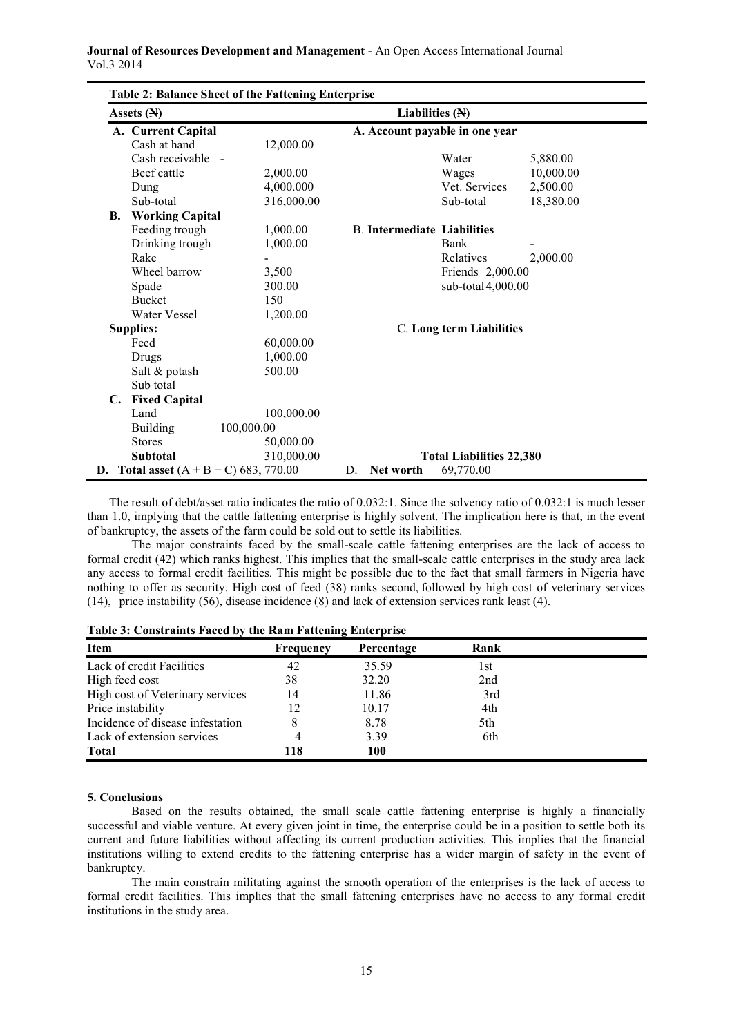**Table 2: Balance Sheet of the Fattening Enterprise**

| Assets (₦) | | Liabilities (₦) | |
|---|---|---|---|
| **A. Current Capital** | | **A. Account payable in one year** | |
| Cash at hand | 12,000.00 | | |
| Cash receivable - | | Water | 5,880.00 |
| Beef cattle | 2,000.00 | Wages | 10,000.00 |
| Dung | 4,000.000 | Vet. Services | 2,500.00 |
| Sub-total | 316,000.00 | Sub-total | 18,380.00 |
| **B. Working Capital** | | | |
| Feeding trough | 1,000.00 | **B. Intermediate Liabilities** | |
| Drinking trough | 1,000.00 | Bank | - |
| Rake | - | Relatives | 2,000.00 |
| Wheel barrow | 3,500 | Friends 2,000.00 | |
| Spade | 300.00 | sub-total 4,000.00 | |
| Bucket | 150 | | |
| Water Vessel | 1,200.00 | | |
| **Supplies:** | | C. **Long term Liabilities** | |
| Feed | 60,000.00 | | |
| Drugs | 1,000.00 | | |
| Salt & potash | 500.00 | | |
| Sub total | | | |
| **C. Fixed Capital** | | | |
| Land | 100,000.00 | | |
| Building | 100,000.00 | | |
| Stores | 50,000.00 | | |
| **Subtotal** | 310,000.00 | **Total Liabilities 22,380** | |
| **D. Total asset** (A + B + C) 683, 770.00 | | D. **Net worth** | 69,770.00 |

The result of debt/asset ratio indicates the ratio of 0.032:1. Since the solvency ratio of 0.032:1 is much lesser than 1.0, implying that the cattle fattening enterprise is highly solvent. The implication here is that, in the event of bankruptcy, the assets of the farm could be sold out to settle its liabilities.

The major constraints faced by the small-scale cattle fattening enterprises are the lack of access to formal credit (42) which ranks highest. This implies that the small-scale cattle enterprises in the study area lack any access to formal credit facilities. This might be possible due to the fact that small farmers in Nigeria have nothing to offer as security. High cost of feed (38) ranks second, followed by high cost of veterinary services (14), price instability (56), disease incidence (8) and lack of extension services rank least (4).

**Table 3: Constraints Faced by the Ram Fattening Enterprise**

| Item | Frequency | Percentage | Rank |
|---|---|---|---|
| Lack of credit Facilities | 42 | 35.59 | 1st |
| High feed cost | 38 | 32.20 | 2nd |
| High cost of Veterinary services | 14 | 11.86 | 3rd |
| Price instability | 12 | 10.17 | 4th |
| Incidence of disease infestation | 8 | 8.78 | 5th |
| Lack of extension services | 4 | 3.39 | 6th |
| **Total** | **118** | **100** | |

## 5. Conclusions

Based on the results obtained, the small scale cattle fattening enterprise is highly a financially successful and viable venture. At every given joint in time, the enterprise could be in a position to settle both its current and future liabilities without affecting its current production activities. This implies that the financial institutions willing to extend credits to the fattening enterprise has a wider margin of safety in the event of bankruptcy.

The main constrain militating against the smooth operation of the enterprises is the lack of access to formal credit facilities. This implies that the small fattening enterprises have no access to any formal credit institutions in the study area.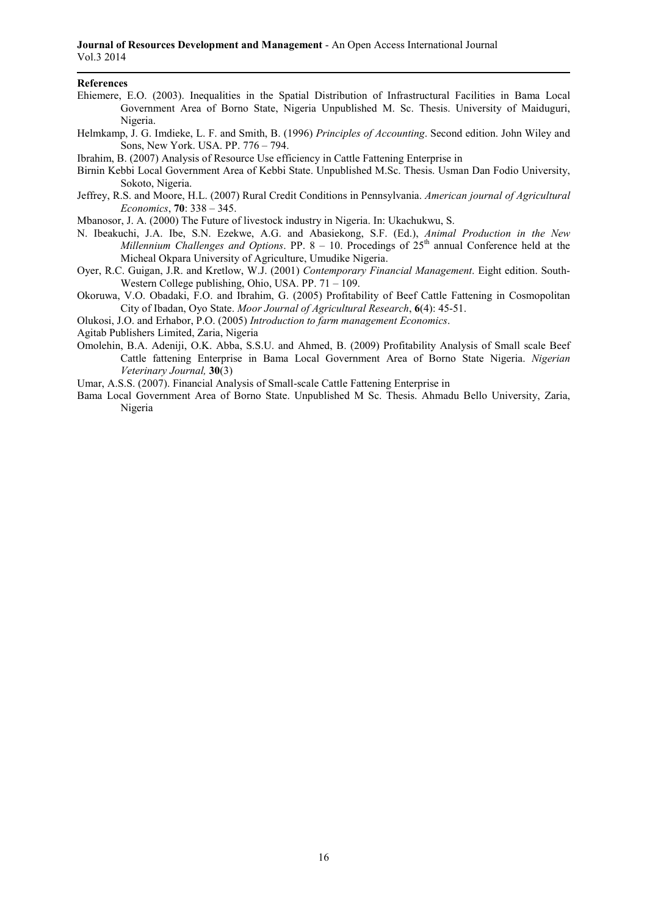## References

Ehiemere, E.O. (2003). Inequalities in the Spatial Distribution of Infrastructural Facilities in Bama Local Government Area of Borno State, Nigeria Unpublished M. Sc. Thesis. University of Maiduguri, Nigeria.

Helmkamp, J. G. Imdieke, L. F. and Smith, B. (1996) *Principles of Accounting*. Second edition. John Wiley and Sons, New York. USA. PP. 776 – 794.

Ibrahim, B. (2007) Analysis of Resource Use efficiency in Cattle Fattening Enterprise in

Birnin Kebbi Local Government Area of Kebbi State. Unpublished M.Sc. Thesis. Usman Dan Fodio University, Sokoto, Nigeria.

Jeffrey, R.S. and Moore, H.L. (2007) Rural Credit Conditions in Pennsylvania. *American journal of Agricultural Economics*, **70**: 338 – 345.

Mbanosor, J. A. (2000) The Future of livestock industry in Nigeria. In: Ukachukwu, S.

N. Ibeakuchi, J.A. Ibe, S.N. Ezekwe, A.G. and Abasiekong, S.F. (Ed.), *Animal Production in the New Millennium Challenges and Options*. PP. 8 – 10. Procedings of 25th annual Conference held at the Micheal Okpara University of Agriculture, Umudike Nigeria.

Oyer, R.C. Guigan, J.R. and Kretlow, W.J. (2001) *Contemporary Financial Management*. Eight edition. South-Western College publishing, Ohio, USA. PP. 71 – 109.

Okoruwa, V.O. Obadaki, F.O. and Ibrahim, G. (2005) Profitability of Beef Cattle Fattening in Cosmopolitan City of Ibadan, Oyo State. *Moor Journal of Agricultural Research*, **6**(4): 45-51.

Olukosi, J.O. and Erhabor, P.O. (2005) *Introduction to farm management Economics*.

Agitab Publishers Limited, Zaria, Nigeria

Omolehin, B.A. Adeniji, O.K. Abba, S.S.U. and Ahmed, B. (2009) Profitability Analysis of Small scale Beef Cattle fattening Enterprise in Bama Local Government Area of Borno State Nigeria. *Nigerian Veterinary Journal,* **30**(3)

Umar, A.S.S. (2007). Financial Analysis of Small-scale Cattle Fattening Enterprise in

Bama Local Government Area of Borno State. Unpublished M Sc. Thesis. Ahmadu Bello University, Zaria, Nigeria